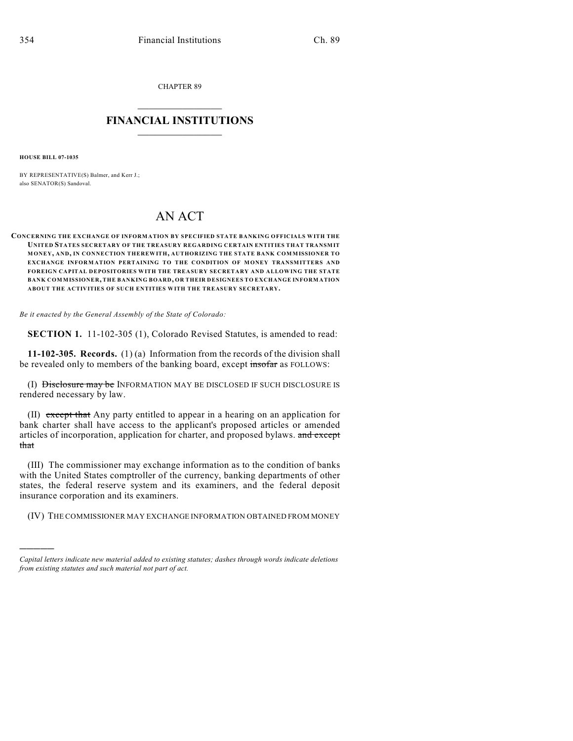CHAPTER 89

# FINANCIAL INSTITUTIONS

**HOUSE BILL 07-1035**

BY REPRESENTATIVE(S) Balmer, and Kerr J.;
also SENATOR(S) Sandoval.

# AN ACT

**CONCERNING THE EXCHANGE OF INFORMATION BY SPECIFIED STATE BANKING OFFICIALS WITH THE UNITED STATES SECRETARY OF THE TREASURY REGARDING CERTAIN ENTITIES THAT TRANSMIT MONEY, AND, IN CONNECTION THEREWITH, AUTHORIZING THE STATE BANK COMMISSIONER TO EXCHANGE INFORMATION PERTAINING TO THE CONDITION OF MONEY TRANSMITTERS AND FOREIGN CAPITAL DEPOSITORIES WITH THE TREASURY SECRETARY AND ALLOWING THE STATE BANK COMMISSIONER, THE BANKING BOARD, OR THEIR DESIGNEES TO EXCHANGE INFORMATION ABOUT THE ACTIVITIES OF SUCH ENTITIES WITH THE TREASURY SECRETARY.**

*Be it enacted by the General Assembly of the State of Colorado:*

**SECTION 1.** 11-102-305 (1), Colorado Revised Statutes, is amended to read:

**11-102-305. Records.** (1) (a) Information from the records of the division shall be revealed only to members of the banking board, except ~~insofar~~ as FOLLOWS:

(I) ~~Disclosure may be~~ INFORMATION MAY BE DISCLOSED IF SUCH DISCLOSURE IS rendered necessary by law.

(II) ~~except that~~ Any party entitled to appear in a hearing on an application for bank charter shall have access to the applicant's proposed articles or amended articles of incorporation, application for charter, and proposed bylaws. ~~and except that~~

(III) The commissioner may exchange information as to the condition of banks with the United States comptroller of the currency, banking departments of other states, the federal reserve system and its examiners, and the federal deposit insurance corporation and its examiners.

(IV) THE COMMISSIONER MAY EXCHANGE INFORMATION OBTAINED FROM MONEY

---

*Capital letters indicate new material added to existing statutes; dashes through words indicate deletions from existing statutes and such material not part of act.*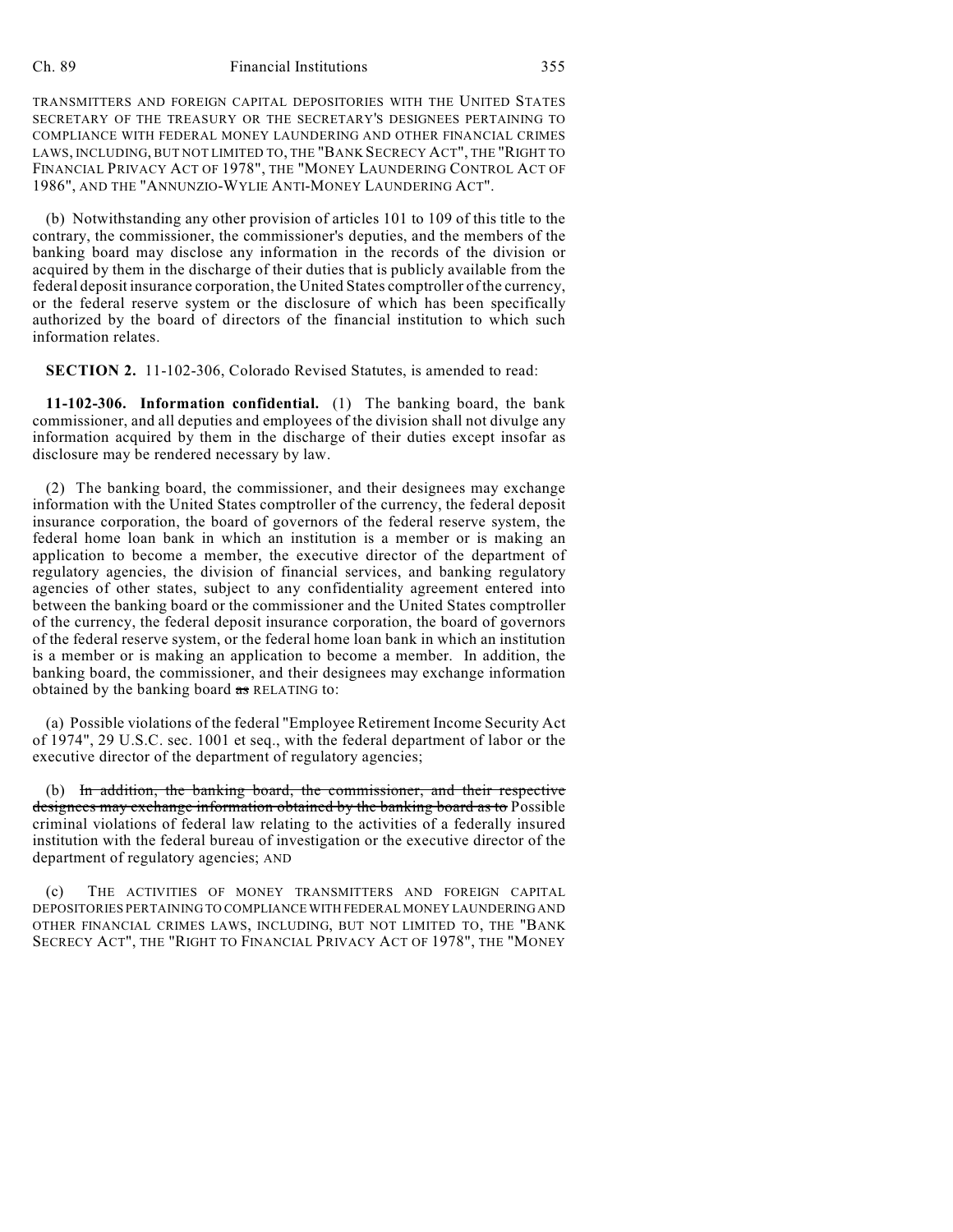TRANSMITTERS AND FOREIGN CAPITAL DEPOSITORIES WITH THE UNITED STATES SECRETARY OF THE TREASURY OR THE SECRETARY'S DESIGNEES PERTAINING TO COMPLIANCE WITH FEDERAL MONEY LAUNDERING AND OTHER FINANCIAL CRIMES LAWS, INCLUDING, BUT NOT LIMITED TO, THE "BANK SECRECY ACT", THE "RIGHT TO FINANCIAL PRIVACY ACT OF 1978", THE "MONEY LAUNDERING CONTROL ACT OF 1986", AND THE "ANNUNZIO-WYLIE ANTI-MONEY LAUNDERING ACT".

(b) Notwithstanding any other provision of articles 101 to 109 of this title to the contrary, the commissioner, the commissioner's deputies, and the members of the banking board may disclose any information in the records of the division or acquired by them in the discharge of their duties that is publicly available from the federal deposit insurance corporation, the United States comptroller of the currency, or the federal reserve system or the disclosure of which has been specifically authorized by the board of directors of the financial institution to which such information relates.

**SECTION 2.** 11-102-306, Colorado Revised Statutes, is amended to read:

**11-102-306. Information confidential.** (1) The banking board, the bank commissioner, and all deputies and employees of the division shall not divulge any information acquired by them in the discharge of their duties except insofar as disclosure may be rendered necessary by law.

(2) The banking board, the commissioner, and their designees may exchange information with the United States comptroller of the currency, the federal deposit insurance corporation, the board of governors of the federal reserve system, the federal home loan bank in which an institution is a member or is making an application to become a member, the executive director of the department of regulatory agencies, the division of financial services, and banking regulatory agencies of other states, subject to any confidentiality agreement entered into between the banking board or the commissioner and the United States comptroller of the currency, the federal deposit insurance corporation, the board of governors of the federal reserve system, or the federal home loan bank in which an institution is a member or is making an application to become a member. In addition, the banking board, the commissioner, and their designees may exchange information obtained by the banking board ~~as~~ RELATING to:

(a) Possible violations of the federal "Employee Retirement Income Security Act of 1974", 29 U.S.C. sec. 1001 et seq., with the federal department of labor or the executive director of the department of regulatory agencies;

(b) ~~In addition, the banking board, the commissioner, and their respective designees may exchange information obtained by the banking board as to~~ Possible criminal violations of federal law relating to the activities of a federally insured institution with the federal bureau of investigation or the executive director of the department of regulatory agencies; AND

(c) THE ACTIVITIES OF MONEY TRANSMITTERS AND FOREIGN CAPITAL DEPOSITORIES PERTAINING TO COMPLIANCE WITH FEDERAL MONEY LAUNDERING AND OTHER FINANCIAL CRIMES LAWS, INCLUDING, BUT NOT LIMITED TO, THE "BANK SECRECY ACT", THE "RIGHT TO FINANCIAL PRIVACY ACT OF 1978", THE "MONEY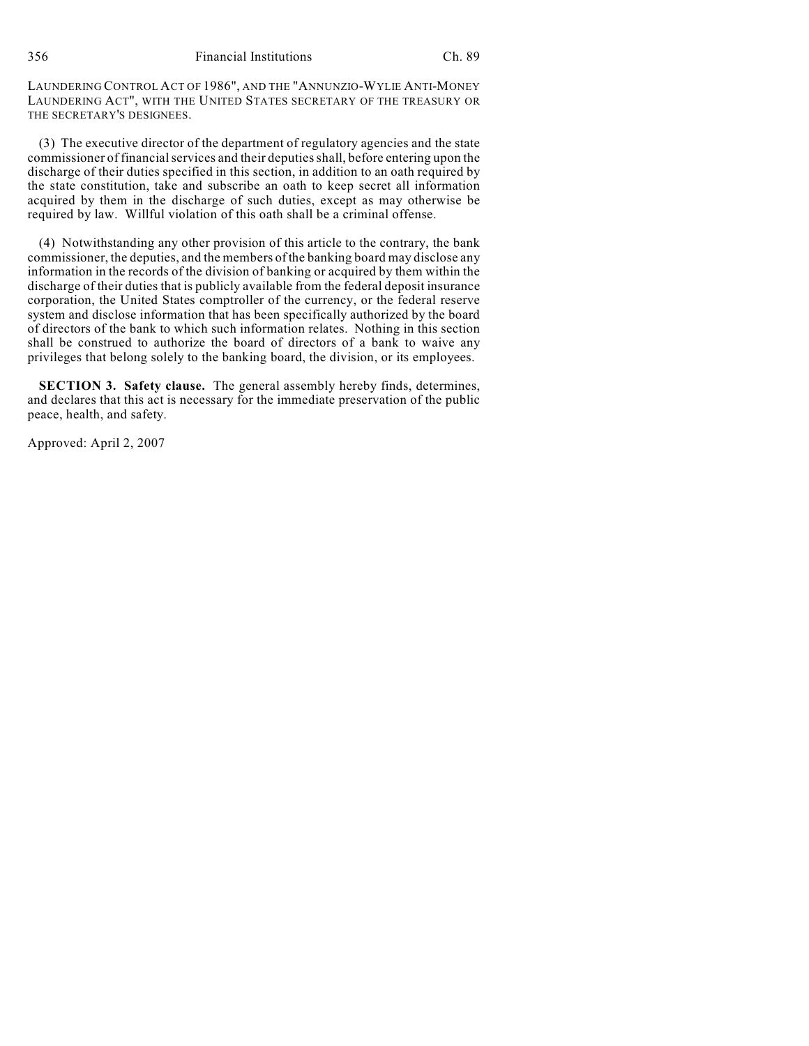LAUNDERING CONTROL ACT OF 1986", AND THE "ANNUNZIO-WYLIE ANTI-MONEY LAUNDERING ACT", WITH THE UNITED STATES SECRETARY OF THE TREASURY OR THE SECRETARY'S DESIGNEES.

(3) The executive director of the department of regulatory agencies and the state commissioner of financial services and their deputies shall, before entering upon the discharge of their duties specified in this section, in addition to an oath required by the state constitution, take and subscribe an oath to keep secret all information acquired by them in the discharge of such duties, except as may otherwise be required by law. Willful violation of this oath shall be a criminal offense.

(4) Notwithstanding any other provision of this article to the contrary, the bank commissioner, the deputies, and the members of the banking board may disclose any information in the records of the division of banking or acquired by them within the discharge of their duties that is publicly available from the federal deposit insurance corporation, the United States comptroller of the currency, or the federal reserve system and disclose information that has been specifically authorized by the board of directors of the bank to which such information relates. Nothing in this section shall be construed to authorize the board of directors of a bank to waive any privileges that belong solely to the banking board, the division, or its employees.

**SECTION 3. Safety clause.** The general assembly hereby finds, determines, and declares that this act is necessary for the immediate preservation of the public peace, health, and safety.

Approved: April 2, 2007